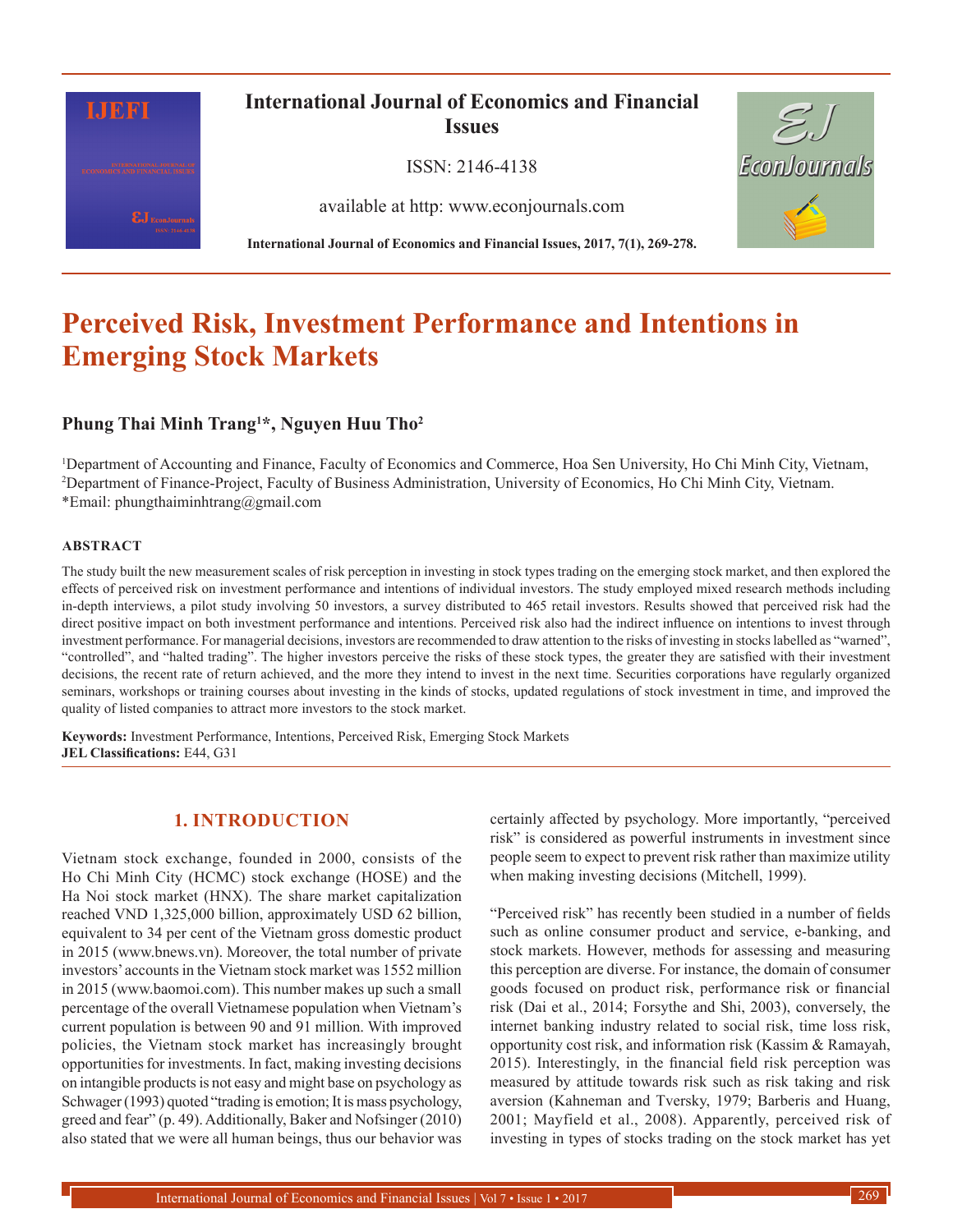# Perceived Risk, Investment Performance and Intentions in Emerging Stock Markets

**Phung Thai Minh Trang[1]*, Nguyen Huu Tho[2]**

[1]Department of Accounting and Finance, Faculty of Economics and Commerce, Hoa Sen University, Ho Chi Minh City, Vietnam,
[2]Department of Finance-Project, Faculty of Business Administration, University of Economics, Ho Chi Minh City, Vietnam.
*Email: phungthaiminhtrang@gmail.com

## ABSTRACT

The study built the new measurement scales of risk perception in investing in stock types trading on the emerging stock market, and then explored the effects of perceived risk on investment performance and intentions of individual investors. The study employed mixed research methods including in-depth interviews, a pilot study involving 50 investors, a survey distributed to 465 retail investors. Results showed that perceived risk had the direct positive impact on both investment performance and intentions. Perceived risk also had the indirect influence on intentions to invest through investment performance. For managerial decisions, investors are recommended to draw attention to the risks of investing in stocks labelled as "warned", "controlled", and "halted trading". The higher investors perceive the risks of these stock types, the greater they are satisfied with their investment decisions, the recent rate of return achieved, and the more they intend to invest in the next time. Securities corporations have regularly organized seminars, workshops or training courses about investing in the kinds of stocks, updated regulations of stock investment in time, and improved the quality of listed companies to attract more investors to the stock market.

**Keywords:** Investment Performance, Intentions, Perceived Risk, Emerging Stock Markets
**JEL Classifications:** E44, G31

## 1. INTRODUCTION

Vietnam stock exchange, founded in 2000, consists of the Ho Chi Minh City (HCMC) stock exchange (HOSE) and the Ha Noi stock market (HNX). The share market capitalization reached VND 1,325,000 billion, approximately USD 62 billion, equivalent to 34 per cent of the Vietnam gross domestic product in 2015 (www.bnews.vn). Moreover, the total number of private investors' accounts in the Vietnam stock market was 1552 million in 2015 (www.baomoi.com). This number makes up such a small percentage of the overall Vietnamese population when Vietnam's current population is between 90 and 91 million. With improved policies, the Vietnam stock market has increasingly brought opportunities for investments. In fact, making investing decisions on intangible products is not easy and might base on psychology as Schwager (1993) quoted "trading is emotion; It is mass psychology, greed and fear" (p. 49). Additionally, Baker and Nofsinger (2010) also stated that we were all human beings, thus our behavior was certainly affected by psychology. More importantly, "perceived risk" is considered as powerful instruments in investment since people seem to expect to prevent risk rather than maximize utility when making investing decisions (Mitchell, 1999).

"Perceived risk" has recently been studied in a number of fields such as online consumer product and service, e-banking, and stock markets. However, methods for assessing and measuring this perception are diverse. For instance, the domain of consumer goods focused on product risk, performance risk or financial risk (Dai et al., 2014; Forsythe and Shi, 2003), conversely, the internet banking industry related to social risk, time loss risk, opportunity cost risk, and information risk (Kassim & Ramayah, 2015). Interestingly, in the financial field risk perception was measured by attitude towards risk such as risk taking and risk aversion (Kahneman and Tversky, 1979; Barberis and Huang, 2001; Mayfield et al., 2008). Apparently, perceived risk of investing in types of stocks trading on the stock market has yet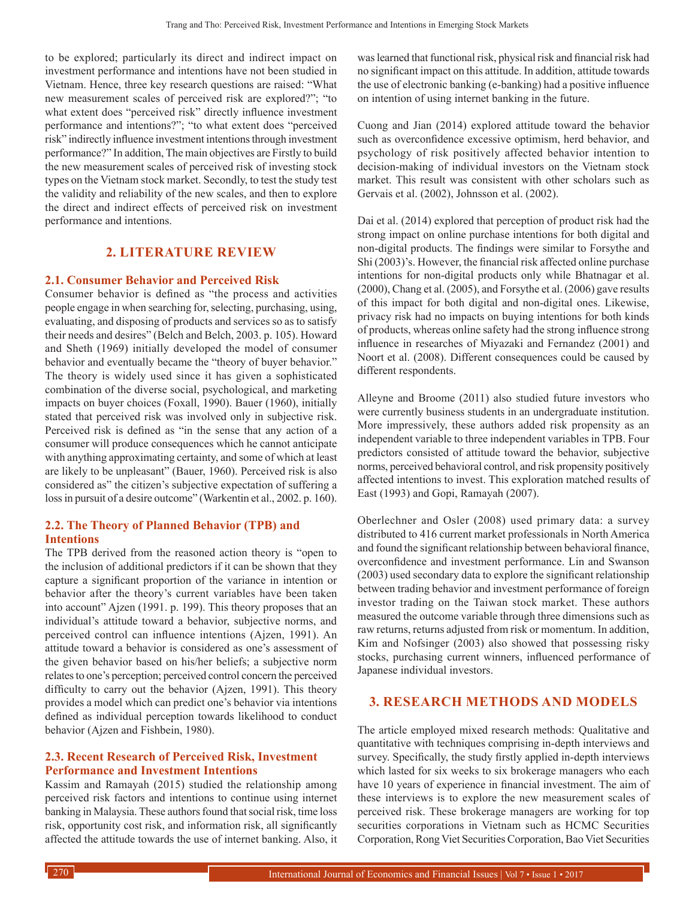to be explored; particularly its direct and indirect impact on investment performance and intentions have not been studied in Vietnam. Hence, three key research questions are raised: "What new measurement scales of perceived risk are explored?"; "to what extent does "perceived risk" directly influence investment performance and intentions?"; "to what extent does "perceived risk" indirectly influence investment intentions through investment performance?" In addition, The main objectives are Firstly to build the new measurement scales of perceived risk of investing stock types on the Vietnam stock market. Secondly, to test the study test the validity and reliability of the new scales, and then to explore the direct and indirect effects of perceived risk on investment performance and intentions.

## 2. LITERATURE REVIEW

### 2.1. Consumer Behavior and Perceived Risk

Consumer behavior is defined as "the process and activities people engage in when searching for, selecting, purchasing, using, evaluating, and disposing of products and services so as to satisfy their needs and desires" (Belch and Belch, 2003. p. 105). Howard and Sheth (1969) initially developed the model of consumer behavior and eventually became the "theory of buyer behavior." The theory is widely used since it has given a sophisticated combination of the diverse social, psychological, and marketing impacts on buyer choices (Foxall, 1990). Bauer (1960), initially stated that perceived risk was involved only in subjective risk. Perceived risk is defined as "in the sense that any action of a consumer will produce consequences which he cannot anticipate with anything approximating certainty, and some of which at least are likely to be unpleasant" (Bauer, 1960). Perceived risk is also considered as" the citizen's subjective expectation of suffering a loss in pursuit of a desire outcome" (Warkentin et al., 2002. p. 160).

### 2.2. The Theory of Planned Behavior (TPB) and Intentions

The TPB derived from the reasoned action theory is "open to the inclusion of additional predictors if it can be shown that they capture a significant proportion of the variance in intention or behavior after the theory's current variables have been taken into account" Ajzen (1991. p. 199). This theory proposes that an individual's attitude toward a behavior, subjective norms, and perceived control can influence intentions (Ajzen, 1991). An attitude toward a behavior is considered as one's assessment of the given behavior based on his/her beliefs; a subjective norm relates to one's perception; perceived control concern the perceived difficulty to carry out the behavior (Ajzen, 1991). This theory provides a model which can predict one's behavior via intentions defined as individual perception towards likelihood to conduct behavior (Ajzen and Fishbein, 1980).

### 2.3. Recent Research of Perceived Risk, Investment Performance and Investment Intentions

Kassim and Ramayah (2015) studied the relationship among perceived risk factors and intentions to continue using internet banking in Malaysia. These authors found that social risk, time loss risk, opportunity cost risk, and information risk, all significantly affected the attitude towards the use of internet banking. Also, it was learned that functional risk, physical risk and financial risk had no significant impact on this attitude. In addition, attitude towards the use of electronic banking (e-banking) had a positive influence on intention of using internet banking in the future.

Cuong and Jian (2014) explored attitude toward the behavior such as overconfidence excessive optimism, herd behavior, and psychology of risk positively affected behavior intention to decision-making of individual investors on the Vietnam stock market. This result was consistent with other scholars such as Gervais et al. (2002), Johnsson et al. (2002).

Dai et al. (2014) explored that perception of product risk had the strong impact on online purchase intentions for both digital and non-digital products. The findings were similar to Forsythe and Shi (2003)'s. However, the financial risk affected online purchase intentions for non-digital products only while Bhatnagar et al. (2000), Chang et al. (2005), and Forsythe et al. (2006) gave results of this impact for both digital and non-digital ones. Likewise, privacy risk had no impacts on buying intentions for both kinds of products, whereas online safety had the strong influence strong influence in researches of Miyazaki and Fernandez (2001) and Noort et al. (2008). Different consequences could be caused by different respondents.

Alleyne and Broome (2011) also studied future investors who were currently business students in an undergraduate institution. More impressively, these authors added risk propensity as an independent variable to three independent variables in TPB. Four predictors consisted of attitude toward the behavior, subjective norms, perceived behavioral control, and risk propensity positively affected intentions to invest. This exploration matched results of East (1993) and Gopi, Ramayah (2007).

Oberlechner and Osler (2008) used primary data: a survey distributed to 416 current market professionals in North America and found the significant relationship between behavioral finance, overconfidence and investment performance. Lin and Swanson (2003) used secondary data to explore the significant relationship between trading behavior and investment performance of foreign investor trading on the Taiwan stock market. These authors measured the outcome variable through three dimensions such as raw returns, returns adjusted from risk or momentum. In addition, Kim and Nofsinger (2003) also showed that possessing risky stocks, purchasing current winners, influenced performance of Japanese individual investors.

## 3. RESEARCH METHODS AND MODELS

The article employed mixed research methods: Qualitative and quantitative with techniques comprising in-depth interviews and survey. Specifically, the study firstly applied in-depth interviews which lasted for six weeks to six brokerage managers who each have 10 years of experience in financial investment. The aim of these interviews is to explore the new measurement scales of perceived risk. These brokerage managers are working for top securities corporations in Vietnam such as HCMC Securities Corporation, Rong Viet Securities Corporation, Bao Viet Securities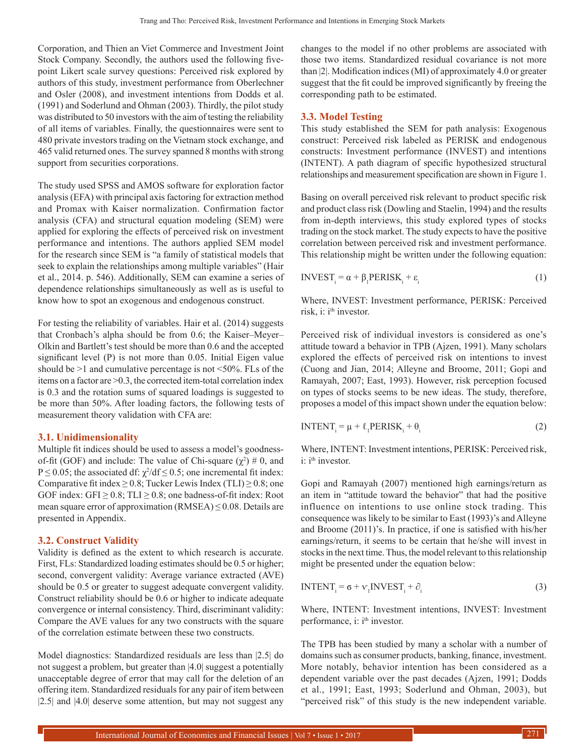Corporation, and Thien an Viet Commerce and Investment Joint Stock Company. Secondly, the authors used the following five-point Likert scale survey questions: Perceived risk explored by authors of this study, investment performance from Oberlechner and Osler (2008), and investment intentions from Dodds et al. (1991) and Soderlund and Ohman (2003). Thirdly, the pilot study was distributed to 50 investors with the aim of testing the reliability of all items of variables. Finally, the questionnaires were sent to 480 private investors trading on the Vietnam stock exchange, and 465 valid returned ones. The survey spanned 8 months with strong support from securities corporations.

The study used SPSS and AMOS software for exploration factor analysis (EFA) with principal axis factoring for extraction method and Promax with Kaiser normalization. Confirmation factor analysis (CFA) and structural equation modeling (SEM) were applied for exploring the effects of perceived risk on investment performance and intentions. The authors applied SEM model for the research since SEM is "a family of statistical models that seek to explain the relationships among multiple variables" (Hair et al., 2014. p. 546). Additionally, SEM can examine a series of dependence relationships simultaneously as well as is useful to know how to spot an exogenous and endogenous construct.

For testing the reliability of variables. Hair et al. (2014) suggests that Cronbach's alpha should be from 0.6; the Kaiser–Meyer–Olkin and Bartlett's test should be more than 0.6 and the accepted significant level (P) is not more than 0.05. Initial Eigen value should be >1 and cumulative percentage is not <50%. FLs of the items on a factor are >0.3, the corrected item-total correlation index is 0.3 and the rotation sums of squared loadings is suggested to be more than 50%. After loading factors, the following tests of measurement theory validation with CFA are:

### 3.1. Unidimensionality

Multiple fit indices should be used to assess a model's goodness-of-fit (GOF) and include: The value of Chi-square ($\chi^2$) # 0, and $P \leq 0.05$; the associated df: $\chi^2/\text{df} \leq 0.5$; one incremental fit index: Comparative fit index $\geq 0.8$; Tucker Lewis Index (TLI) $\geq 0.8$; one GOF index: GFI $\geq 0.8$; TLI $\geq 0.8$; one badness-of-fit index: Root mean square error of approximation (RMSEA) $\leq 0.08$. Details are presented in Appendix.

### 3.2. Construct Validity

Validity is defined as the extent to which research is accurate. First, FLs: Standardized loading estimates should be 0.5 or higher; second, convergent validity: Average variance extracted (AVE) should be 0.5 or greater to suggest adequate convergent validity. Construct reliability should be 0.6 or higher to indicate adequate convergence or internal consistency. Third, discriminant validity: Compare the AVE values for any two constructs with the square of the correlation estimate between these two constructs.

Model diagnostics: Standardized residuals are less than |2.5| do not suggest a problem, but greater than |4.0| suggest a potentially unacceptable degree of error that may call for the deletion of an offering item. Standardized residuals for any pair of item between |2.5| and |4.0| deserve some attention, but may not suggest any changes to the model if no other problems are associated with those two items. Standard residual covariance is not more than |2|. Modification indices (MI) of approximately 4.0 or greater suggest that the fit could be improved significantly by freeing the corresponding path to be estimated.

### 3.3. Model Testing

This study established the SEM for path analysis: Exogenous construct: Perceived risk labeled as PERISK and endogenous constructs: Investment performance (INVEST) and intentions (INTENT). A path diagram of specific hypothesized structural relationships and measurement specification are shown in Figure 1.

Basing on overall perceived risk relevant to product specific risk and product class risk (Dowling and Staelin, 1994) and the results from in-depth interviews, this study explored types of stocks trading on the stock market. The study expects to have the positive correlation between perceived risk and investment performance. This relationship might be written under the following equation:

$$\text{INVEST}_i = \alpha + \beta_1 \text{PERISK}_i + \varepsilon_i \tag{1}$$

Where, INVEST: Investment performance, PERISK: Perceived risk, i: i[th] investor.

Perceived risk of individual investors is considered as one's attitude toward a behavior in TPB (Ajzen, 1991). Many scholars explored the effects of perceived risk on intentions to invest (Cuong and Jian, 2014; Alleyne and Broome, 2011; Gopi and Ramayah, 2007; East, 1993). However, risk perception focused on types of stocks seems to be new ideas. The study, therefore, proposes a model of this impact shown under the equation below:

$$\text{INTENT}_i = \mu + \ell_1 \text{PERISK}_i + \theta_i \tag{2}$$

Where, INTENT: Investment intentions, PERISK: Perceived risk, i: i[th] investor.

Gopi and Ramayah (2007) mentioned high earnings/return as an item in "attitude toward the behavior" that had the positive influence on intentions to use online stock trading. This consequence was likely to be similar to East (1993)'s and Alleyne and Broome (2011)'s. In practice, if one is satisfied with his/her earnings/return, it seems to be certain that he/she will invest in stocks in the next time. Thus, the model relevant to this relationship might be presented under the equation below:

$$\text{INTENT}_i = \sigma + v_1 \text{INVEST}_i + \partial_i \tag{3}$$

Where, INTENT: Investment intentions, INVEST: Investment performance, i: i[th] investor.

The TPB has been studied by many a scholar with a number of domains such as consumer products, banking, finance, investment. More notably, behavior intention has been considered as a dependent variable over the past decades (Ajzen, 1991; Dodds et al., 1991; East, 1993; Soderlund and Ohman, 2003), but "perceived risk" of this study is the new independent variable.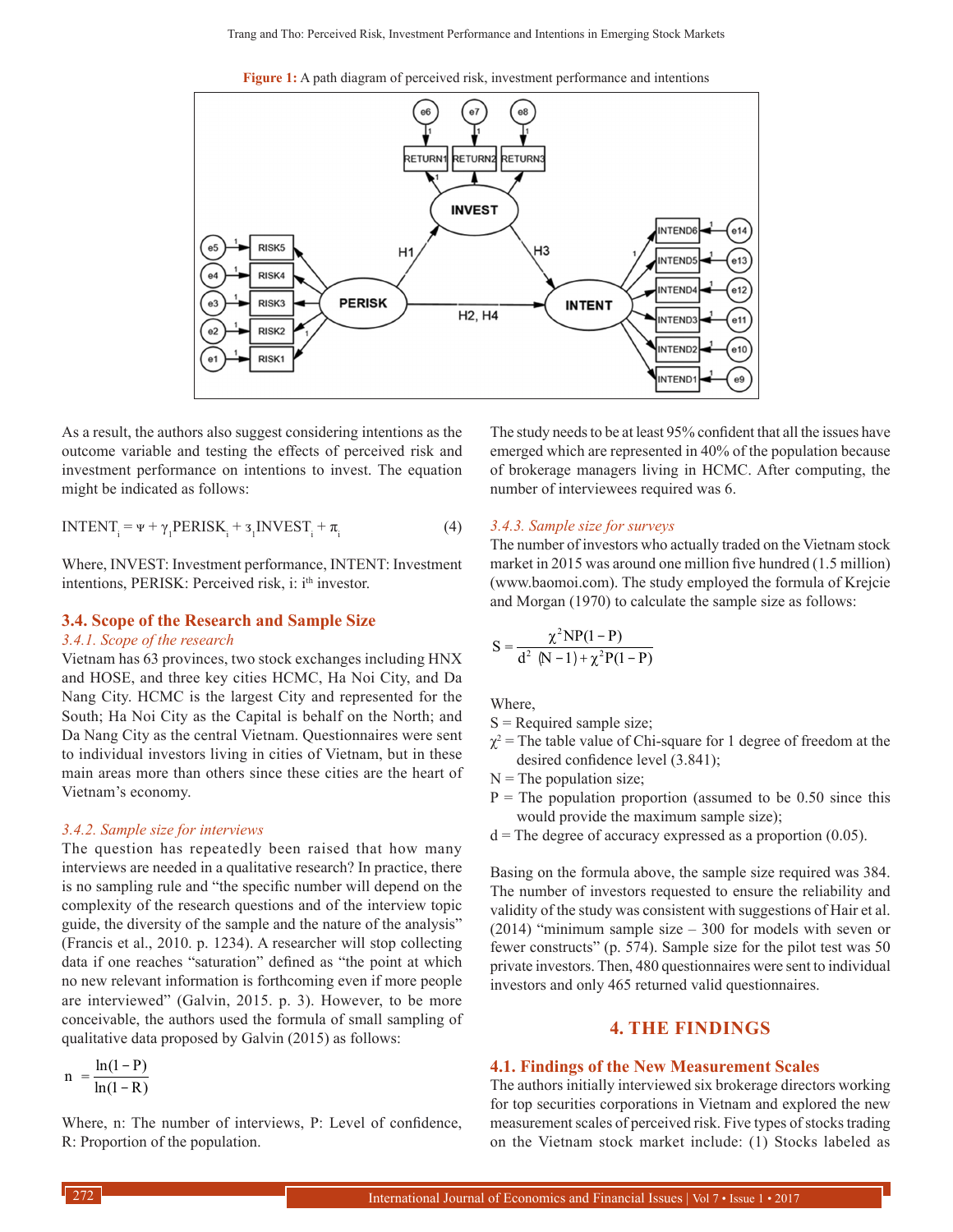**Figure 1:** A path diagram of perceived risk, investment performance and intentions

As a result, the authors also suggest considering intentions as the outcome variable and testing the effects of perceived risk and investment performance on intentions to invest. The equation might be indicated as follows:

$$\text{INTENT}_i = \Psi + \gamma_1\text{PERISK}_i + \mathfrak{z}_1\text{INVEST}_i + \pi_i \quad (4)$$

Where, INVEST: Investment performance, INTENT: Investment intentions, PERISK: Perceived risk, i: i[th] investor.

## 3.4. Scope of the Research and Sample Size

### *3.4.1. Scope of the research*

Vietnam has 63 provinces, two stock exchanges including HNX and HOSE, and three key cities HCMC, Ha Noi City, and Da Nang City. HCMC is the largest City and represented for the South; Ha Noi City as the Capital is behalf on the North; and Da Nang City as the central Vietnam. Questionnaires were sent to individual investors living in cities of Vietnam, but in these main areas more than others since these cities are the heart of Vietnam's economy.

### *3.4.2. Sample size for interviews*

The question has repeatedly been raised that how many interviews are needed in a qualitative research? In practice, there is no sampling rule and "the specific number will depend on the complexity of the research questions and of the interview topic guide, the diversity of the sample and the nature of the analysis" (Francis et al., 2010. p. 1234). A researcher will stop collecting data if one reaches "saturation" defined as "the point at which no new relevant information is forthcoming even if more people are interviewed" (Galvin, 2015. p. 3). However, to be more conceivable, the authors used the formula of small sampling of qualitative data proposed by Galvin (2015) as follows:

$$n = \frac{\ln(1-P)}{\ln(1-R)}$$

Where, n: The number of interviews, P: Level of confidence, R: Proportion of the population.

The study needs to be at least 95% confident that all the issues have emerged which are represented in 40% of the population because of brokerage managers living in HCMC. After computing, the number of interviewees required was 6.

### *3.4.3. Sample size for surveys*

The number of investors who actually traded on the Vietnam stock market in 2015 was around one million five hundred (1.5 million) (www.baomoi.com). The study employed the formula of Krejcie and Morgan (1970) to calculate the sample size as follows:

$$S = \frac{\chi^2 NP(1-P)}{d^2\ (N-1) + \chi^2 P(1-P)}$$

Where,

S = Required sample size;

$\chi^2$ = The table value of Chi-square for 1 degree of freedom at the desired confidence level (3.841);

N = The population size;

P = The population proportion (assumed to be 0.50 since this would provide the maximum sample size);

d = The degree of accuracy expressed as a proportion (0.05).

Basing on the formula above, the sample size required was 384. The number of investors requested to ensure the reliability and validity of the study was consistent with suggestions of Hair et al. (2014) "minimum sample size – 300 for models with seven or fewer constructs" (p. 574). Sample size for the pilot test was 50 private investors. Then, 480 questionnaires were sent to individual investors and only 465 returned valid questionnaires.

# 4. THE FINDINGS

## 4.1. Findings of the New Measurement Scales

The authors initially interviewed six brokerage directors working for top securities corporations in Vietnam and explored the new measurement scales of perceived risk. Five types of stocks trading on the Vietnam stock market include: (1) Stocks labeled as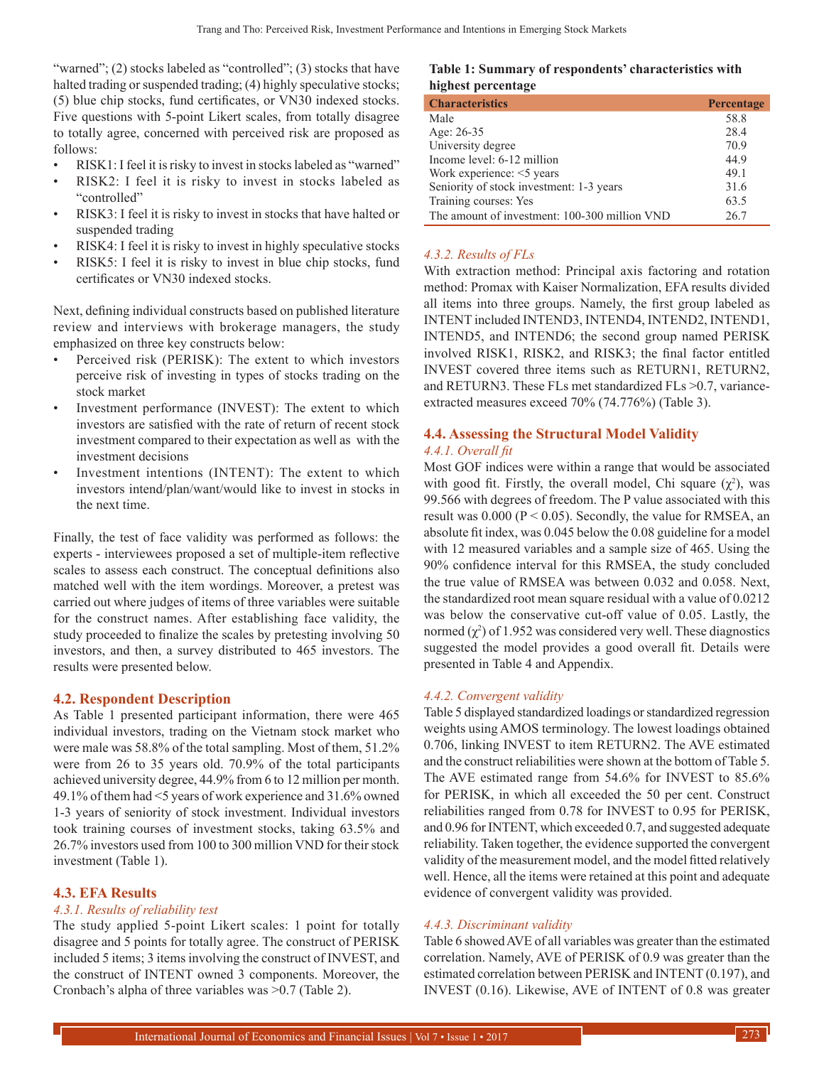"warned"; (2) stocks labeled as "controlled"; (3) stocks that have halted trading or suspended trading; (4) highly speculative stocks; (5) blue chip stocks, fund certificates, or VN30 indexed stocks. Five questions with 5-point Likert scales, from totally disagree to totally agree, concerned with perceived risk are proposed as follows:

- RISK1: I feel it is risky to invest in stocks labeled as "warned"
- RISK2: I feel it is risky to invest in stocks labeled as "controlled"
- RISK3: I feel it is risky to invest in stocks that have halted or suspended trading
- RISK4: I feel it is risky to invest in highly speculative stocks
- RISK5: I feel it is risky to invest in blue chip stocks, fund certificates or VN30 indexed stocks.

Next, defining individual constructs based on published literature review and interviews with brokerage managers, the study emphasized on three key constructs below:

- Perceived risk (PERISK): The extent to which investors perceive risk of investing in types of stocks trading on the stock market
- Investment performance (INVEST): The extent to which investors are satisfied with the rate of return of recent stock investment compared to their expectation as well as with the investment decisions
- Investment intentions (INTENT): The extent to which investors intend/plan/want/would like to invest in stocks in the next time.

Finally, the test of face validity was performed as follows: the experts - interviewees proposed a set of multiple-item reflective scales to assess each construct. The conceptual definitions also matched well with the item wordings. Moreover, a pretest was carried out where judges of items of three variables were suitable for the construct names. After establishing face validity, the study proceeded to finalize the scales by pretesting involving 50 investors, and then, a survey distributed to 465 investors. The results were presented below.

## 4.2. Respondent Description

As Table 1 presented participant information, there were 465 individual investors, trading on the Vietnam stock market who were male was 58.8% of the total sampling. Most of them, 51.2% were from 26 to 35 years old. 70.9% of the total participants achieved university degree, 44.9% from 6 to 12 million per month. 49.1% of them had <5 years of work experience and 31.6% owned 1-3 years of seniority of stock investment. Individual investors took training courses of investment stocks, taking 63.5% and 26.7% investors used from 100 to 300 million VND for their stock investment (Table 1).

## 4.3. EFA Results

### *4.3.1. Results of reliability test*

The study applied 5-point Likert scales: 1 point for totally disagree and 5 points for totally agree. The construct of PERISK included 5 items; 3 items involving the construct of INVEST, and the construct of INTENT owned 3 components. Moreover, the Cronbach's alpha of three variables was >0.7 (Table 2).

**Table 1: Summary of respondents' characteristics with highest percentage**

| Characteristics | Percentage |
|---|---|
| Male | 58.8 |
| Age: 26-35 | 28.4 |
| University degree | 70.9 |
| Income level: 6-12 million | 44.9 |
| Work experience: <5 years | 49.1 |
| Seniority of stock investment: 1-3 years | 31.6 |
| Training courses: Yes | 63.5 |
| The amount of investment: 100-300 million VND | 26.7 |

### *4.3.2. Results of FLs*

With extraction method: Principal axis factoring and rotation method: Promax with Kaiser Normalization, EFA results divided all items into three groups. Namely, the first group labeled as INTENT included INTEND3, INTEND4, INTEND2, INTEND1, INTEND5, and INTEND6; the second group named PERISK involved RISK1, RISK2, and RISK3; the final factor entitled INVEST covered three items such as RETURN1, RETURN2, and RETURN3. These FLs met standardized FLs >0.7, variance-extracted measures exceed 70% (74.776%) (Table 3).

## 4.4. Assessing the Structural Model Validity

### *4.4.1. Overall fit*

Most GOF indices were within a range that would be associated with good fit. Firstly, the overall model, Chi square ($\chi^2$), was 99.566 with degrees of freedom. The P value associated with this result was 0.000 ($P < 0.05$). Secondly, the value for RMSEA, an absolute fit index, was 0.045 below the 0.08 guideline for a model with 12 measured variables and a sample size of 465. Using the 90% confidence interval for this RMSEA, the study concluded the true value of RMSEA was between 0.032 and 0.058. Next, the standardized root mean square residual with a value of 0.0212 was below the conservative cut-off value of 0.05. Lastly, the normed ($\chi^2$) of 1.952 was considered very well. These diagnostics suggested the model provides a good overall fit. Details were presented in Table 4 and Appendix.

### *4.4.2. Convergent validity*

Table 5 displayed standardized loadings or standardized regression weights using AMOS terminology. The lowest loadings obtained 0.706, linking INVEST to item RETURN2. The AVE estimated and the construct reliabilities were shown at the bottom of Table 5. The AVE estimated range from 54.6% for INVEST to 85.6% for PERISK, in which all exceeded the 50 per cent. Construct reliabilities ranged from 0.78 for INVEST to 0.95 for PERISK, and 0.96 for INTENT, which exceeded 0.7, and suggested adequate reliability. Taken together, the evidence supported the convergent validity of the measurement model, and the model fitted relatively well. Hence, all the items were retained at this point and adequate evidence of convergent validity was provided.

### *4.4.3. Discriminant validity*

Table 6 showed AVE of all variables was greater than the estimated correlation. Namely, AVE of PERISK of 0.9 was greater than the estimated correlation between PERISK and INTENT (0.197), and INVEST (0.16). Likewise, AVE of INTENT of 0.8 was greater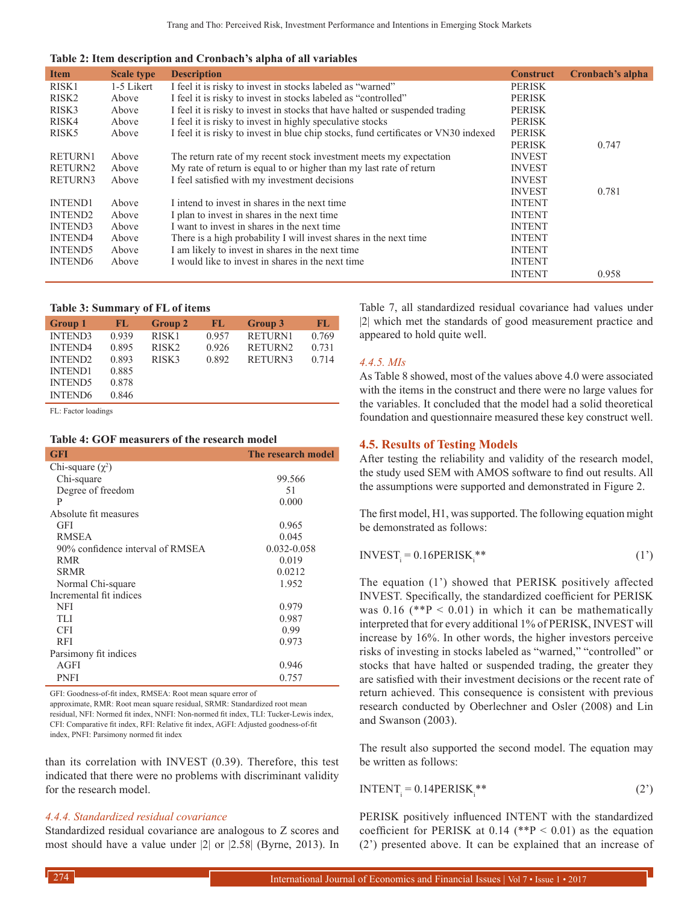**Table 2: Item description and Cronbach's alpha of all variables**

| Item | Scale type | Description | Construct | Cronbach's alpha |
|---|---|---|---|---|
| RISK1 | 1-5 Likert | I feel it is risky to invest in stocks labeled as "warned" | PERISK | |
| RISK2 | Above | I feel it is risky to invest in stocks labeled as "controlled" | PERISK | |
| RISK3 | Above | I feel it is risky to invest in stocks that have halted or suspended trading | PERISK | |
| RISK4 | Above | I feel it is risky to invest in highly speculative stocks | PERISK | |
| RISK5 | Above | I feel it is risky to invest in blue chip stocks, fund certificates or VN30 indexed | PERISK | |
| | | | PERISK | 0.747 |
| RETURN1 | Above | The return rate of my recent stock investment meets my expectation | INVEST | |
| RETURN2 | Above | My rate of return is equal to or higher than my last rate of return | INVEST | |
| RETURN3 | Above | I feel satisfied with my investment decisions | INVEST | |
| | | | INVEST | 0.781 |
| INTEND1 | Above | I intend to invest in shares in the next time | INTENT | |
| INTEND2 | Above | I plan to invest in shares in the next time | INTENT | |
| INTEND3 | Above | I want to invest in shares in the next time | INTENT | |
| INTEND4 | Above | There is a high probability I will invest shares in the next time | INTENT | |
| INTEND5 | Above | I am likely to invest in shares in the next time | INTENT | |
| INTEND6 | Above | I would like to invest in shares in the next time | INTENT | |
| | | | INTENT | 0.958 |

**Table 3: Summary of FL of items**

| Group 1 | FL | Group 2 | FL | Group 3 | FL |
|---|---|---|---|---|---|
| INTEND3 | 0.939 | RISK1 | 0.957 | RETURN1 | 0.769 |
| INTEND4 | 0.895 | RISK2 | 0.926 | RETURN2 | 0.731 |
| INTEND2 | 0.893 | RISK3 | 0.892 | RETURN3 | 0.714 |
| INTEND1 | 0.885 | | | | |
| INTEND5 | 0.878 | | | | |
| INTEND6 | 0.846 | | | | |

FL: Factor loadings

**Table 4: GOF measurers of the research model**

| GFI | The research model |
|---|---|
| Chi-square ($\chi^2$) | |
| Chi-square | 99.566 |
| Degree of freedom | 51 |
| P | 0.000 |
| Absolute fit measures | |
| GFI | 0.965 |
| RMSEA | 0.045 |
| 90% confidence interval of RMSEA | 0.032-0.058 |
| RMR | 0.019 |
| SRMR | 0.0212 |
| Normal Chi-square | 1.952 |
| Incremental fit indices | |
| NFI | 0.979 |
| TLI | 0.987 |
| CFI | 0.99 |
| RFI | 0.973 |
| Parsimony fit indices | |
| AGFI | 0.946 |
| PNFI | 0.757 |

GFI: Goodness-of-fit index, RMSEA: Root mean square error of approximate, RMR: Root mean square residual, SRMR: Standardized root mean residual, NFI: Normed fit index, NNFI: Non-normed fit index, TLI: Tucker-Lewis index, CFI: Comparative fit index, RFI: Relative fit index, AGFI: Adjusted goodness-of-fit index, PNFI: Parsimony normed fit index

than its correlation with INVEST (0.39). Therefore, this test indicated that there were no problems with discriminant validity for the research model.

#### *4.4.4. Standardized residual covariance*

Standardized residual covariance are analogous to Z scores and most should have a value under |2| or |2.58| (Byrne, 2013). In Table 7, all standardized residual covariance had values under |2| which met the standards of good measurement practice and appeared to hold quite well.

#### *4.4.5. MIs*

As Table 8 showed, most of the values above 4.0 were associated with the items in the construct and there were no large values for the variables. It concluded that the model had a solid theoretical foundation and questionnaire measured these key construct well.

### 4.5. Results of Testing Models

After testing the reliability and validity of the research model, the study used SEM with AMOS software to find out results. All the assumptions were supported and demonstrated in Figure 2.

The first model, H1, was supported. The following equation might be demonstrated as follows:

$$INVEST_i = 0.16PERISK_i^{**} \quad (1')$$

The equation (1') showed that PERISK positively affected INVEST. Specifically, the standardized coefficient for PERISK was 0.16 (**P < 0.01) in which it can be mathematically interpreted that for every additional 1% of PERISK, INVEST will increase by 16%. In other words, the higher investors perceive risks of investing in stocks labeled as "warned," "controlled" or stocks that have halted or suspended trading, the greater they are satisfied with their investment decisions or the recent rate of return achieved. This consequence is consistent with previous research conducted by Oberlechner and Osler (2008) and Lin and Swanson (2003).

The result also supported the second model. The equation may be written as follows:

$$INTENT_i = 0.14PERISK_i^{**} \quad (2')$$

PERISK positively influenced INTENT with the standardized coefficient for PERISK at 0.14 (**P < 0.01) as the equation (2') presented above. It can be explained that an increase of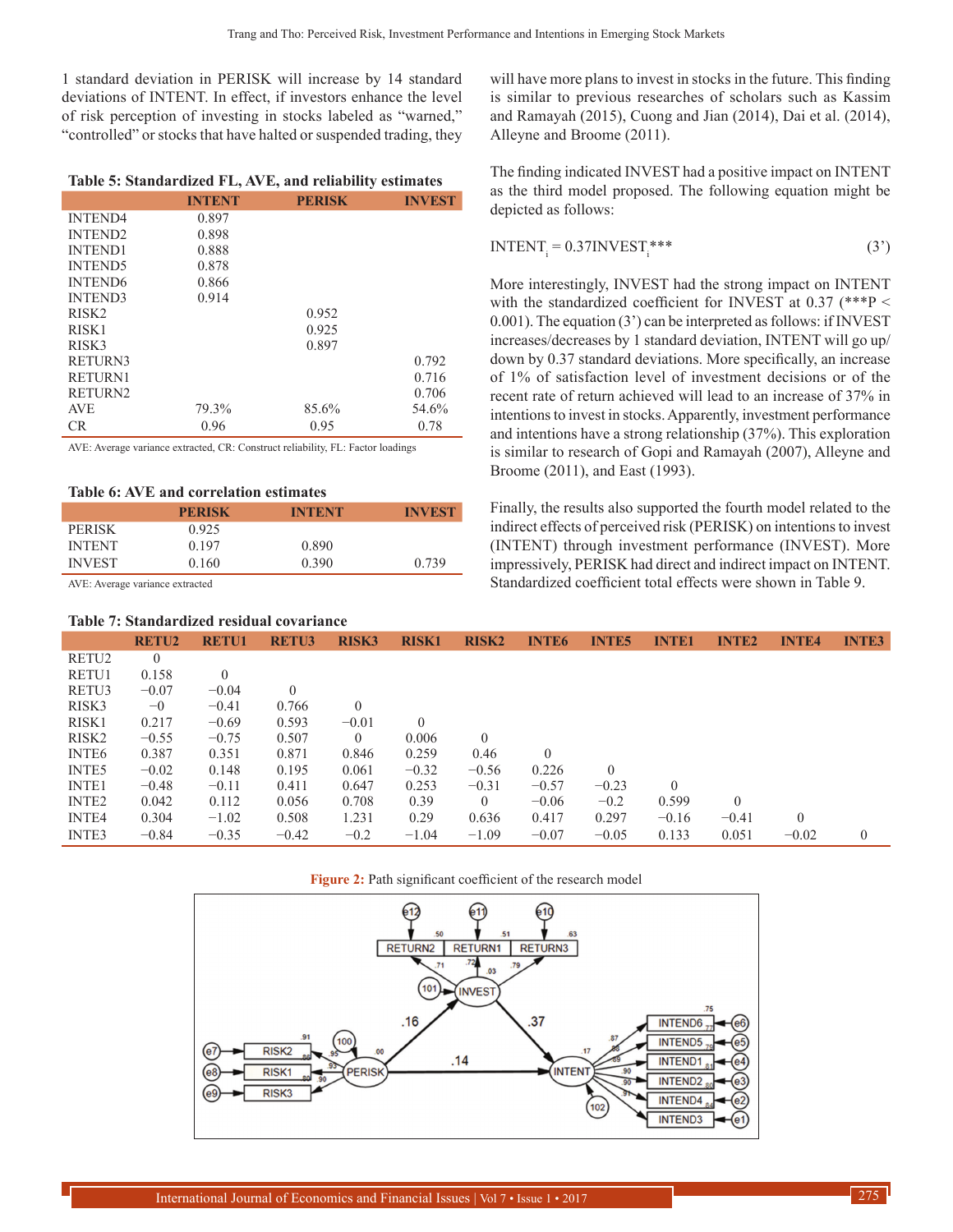1 standard deviation in PERISK will increase by 14 standard deviations of INTENT. In effect, if investors enhance the level of risk perception of investing in stocks labeled as "warned," "controlled" or stocks that have halted or suspended trading, they will have more plans to invest in stocks in the future. This finding is similar to research of scholars such as Kassim and Ramayah (2015), Cuong and Jian (2014), Dai et al. (2014), Alleyne and Broome (2011).

**Table 5: Standardized FL, AVE, and reliability estimates**

| | INTENT | PERISK | INVEST |
|---|---|---|---|
| INTEND4 | 0.897 | | |
| INTEND2 | 0.898 | | |
| INTEND1 | 0.888 | | |
| INTEND5 | 0.878 | | |
| INTEND6 | 0.866 | | |
| INTEND3 | 0.914 | | |
| RISK2 | | 0.952 | |
| RISK1 | | 0.925 | |
| RISK3 | | 0.897 | |
| RETURN3 | | | 0.792 |
| RETURN1 | | | 0.716 |
| RETURN2 | | | 0.706 |
| AVE | 79.3% | 85.6% | 54.6% |
| CR | 0.96 | 0.95 | 0.78 |

AVE: Average variance extracted, CR: Construct reliability, FL: Factor loadings

**Table 6: AVE and correlation estimates**

| | PERISK | INTENT | INVEST |
|---|---|---|---|
| PERISK | 0.925 | | |
| INTENT | 0.197 | 0.890 | |
| INVEST | 0.160 | 0.390 | 0.739 |

AVE: Average variance extracted

The finding indicated INVEST had a positive impact on INTENT as the third model proposed. The following equation might be depicted as follows:

$$INTENT_i = 0.37INVEST_i^{***} \qquad (3')$$

More interestingly, INVEST had the strong impact on INTENT with the standardized coefficient for INVEST at 0.37 (***P < 0.001). The equation (3') can be interpreted as follows: if INVEST increases/decreases by 1 standard deviation, INTENT will go up/down by 0.37 standard deviations. More specifically, an increase of 1% of satisfaction level of investment decisions or of the recent rate of return achieved will lead to an increase of 37% in intentions to invest in stocks. Apparently, investment performance and intentions have a strong relationship (37%). This exploration is similar to research of Gopi and Ramayah (2007), Alleyne and Broome (2011), and East (1993).

Finally, the results also supported the fourth model related to the indirect effects of perceived risk (PERISK) on intentions to invest (INTENT) through investment performance (INVEST). More impressively, PERISK had direct and indirect impact on INTENT. Standardized coefficient total effects were shown in Table 9.

**Table 7: Standardized residual covariance**

| | RETU2 | RETU1 | RETU3 | RISK3 | RISK1 | RISK2 | INTE6 | INTE5 | INTE1 | INTE2 | INTE4 | INTE3 |
|---|---|---|---|---|---|---|---|---|---|---|---|---|
| RETU2 | 0 | | | | | | | | | | | |
| RETU1 | 0.158 | 0 | | | | | | | | | | |
| RETU3 | −0.07 | −0.04 | 0 | | | | | | | | | |
| RISK3 | −0 | −0.41 | 0.766 | 0 | | | | | | | | |
| RISK1 | 0.217 | −0.69 | 0.593 | −0.01 | 0 | | | | | | | |
| RISK2 | −0.55 | −0.75 | 0.507 | 0 | 0.006 | 0 | | | | | | |
| INTE6 | 0.387 | 0.351 | 0.871 | 0.846 | 0.259 | 0.46 | 0 | | | | | |
| INTE5 | −0.02 | 0.148 | 0.195 | 0.061 | −0.32 | −0.56 | 0.226 | 0 | | | | |
| INTE1 | −0.48 | −0.11 | 0.411 | 0.647 | 0.253 | −0.31 | −0.57 | −0.23 | 0 | | | |
| INTE2 | 0.042 | 0.112 | 0.056 | 0.708 | 0.39 | 0 | −0.06 | −0.2 | 0.599 | 0 | | |
| INTE4 | 0.304 | −1.02 | 0.508 | 1.231 | 0.29 | 0.636 | 0.417 | 0.297 | −0.16 | −0.41 | 0 | |
| INTE3 | −0.84 | −0.35 | −0.42 | −0.2 | −1.04 | −1.09 | −0.07 | −0.05 | 0.133 | 0.051 | −0.02 | 0 |

**Figure 2:** Path significant coefficient of the research model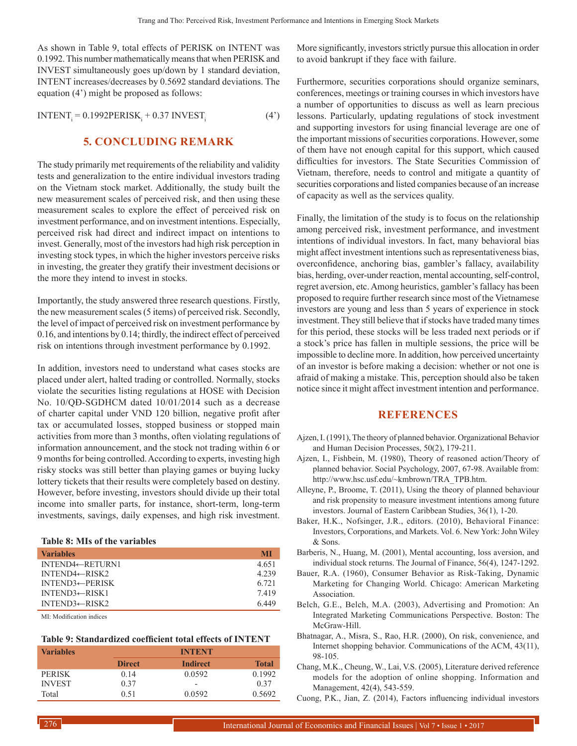As shown in Table 9, total effects of PERISK on INTENT was 0.1992. This number mathematically means that when PERISK and INVEST simultaneously goes up/down by 1 standard deviation, INTENT increases/decreases by 0.5692 standard deviations. The equation (4') might be proposed as follows:

$$INTENT_i = 0.1992PERISK_i + 0.37\ INVEST_i \quad (4')$$

## 5. CONCLUDING REMARK

The study primarily met requirements of the reliability and validity tests and generalization to the entire individual investors trading on the Vietnam stock market. Additionally, the study built the new measurement scales of perceived risk, and then using these measurement scales to explore the effect of perceived risk on investment performance, and on investment intentions. Especially, perceived risk had direct and indirect impact on intentions to invest. Generally, most of the investors had high risk perception in investing stock types, in which the higher investors perceive risks in investing, the greater they gratify their investment decisions or the more they intend to invest in stocks.

Importantly, the study answered three research questions. Firstly, the new measurement scales (5 items) of perceived risk. Secondly, the level of impact of perceived risk on investment performance by 0.16, and intentions by 0.14; thirdly, the indirect effect of perceived risk on intentions through investment performance by 0.1992.

In addition, investors need to understand what cases stocks are placed under alert, halted trading or controlled. Normally, stocks violate the securities listing regulations at HOSE with Decision No. 10/QĐ-SGDHCM dated 10/01/2014 such as a decrease of charter capital under VND 120 billion, negative profit after tax or accumulated losses, stopped business or stopped main activities from more than 3 months, often violating regulations of information announcement, and the stock not trading within 6 or 9 months for being controlled. According to experts, investing high risky stocks was still better than playing games or buying lucky lottery tickets that their results were completely based on destiny. However, before investing, investors should divide up their total income into smaller parts, for instance, short-term, long-term investments, savings, daily expenses, and high risk investment. More significantly, investors strictly pursue this allocation in order to avoid bankrupt if they face with failure.

**Table 8: MIs of the variables**

| Variables | MI |
|---|---|
| INTEND4←RETURN1 | 4.651 |
| INTEND4←RISK2 | 4.239 |
| INTEND3←PERISK | 6.721 |
| INTEND3←RISK1 | 7.419 |
| INTEND3←RISK2 | 6.449 |

MI: Modification indices

**Table 9: Standardized coefficient total effects of INTENT**

| Variables | INTENT | | |
|---|---|---|---|
| | Direct | Indirect | Total |
| PERISK | 0.14 | 0.0592 | 0.1992 |
| INVEST | 0.37 | - | 0.37 |
| Total | 0.51 | 0.0592 | 0.5692 |

Furthermore, securities corporations should organize seminars, conferences, meetings or training courses in which investors have a number of opportunities to discuss as well as learn precious lessons. Particularly, updating regulations of stock investment and supporting investors for using financial leverage are one of the important missions of securities corporations. However, some of them have not enough capital for this support, which caused difficulties for investors. The State Securities Commission of Vietnam, therefore, needs to control and mitigate a quantity of securities corporations and listed companies because of an increase of capacity as well as the services quality.

Finally, the limitation of the study is to focus on the relationship among perceived risk, investment performance, and investment intentions of individual investors. In fact, many behavioral bias might affect investment intentions such as representativeness bias, overconfidence, anchoring bias, gambler's fallacy, availability bias, herding, over-under reaction, mental accounting, self-control, regret aversion, etc. Among heuristics, gambler's fallacy has been proposed to require further research since most of the Vietnamese investors are young and less than 5 years of experience in stock investment. They still believe that if stocks have traded many times for this period, these stocks will be less traded next periods or if a stock's price has fallen in multiple sessions, the price will be impossible to decline more. In addition, how perceived uncertainty of an investor is before making a decision: whether or not one is afraid of making a mistake. This, perception should also be taken notice since it might affect investment intention and performance.

## REFERENCES

Ajzen, I. (1991), The theory of planned behavior. Organizational Behavior and Human Decision Processes, 50(2), 179-211.

Ajzen, I., Fishbein, M. (1980), Theory of reasoned action/Theory of planned behavior. Social Psychology, 2007, 67-98. Available from: http://www.hsc.usf.edu/~kmbrown/TRA_TPB.htm.

Alleyne, P., Broome, T. (2011), Using the theory of planned behaviour and risk propensity to measure investment intentions among future investors. Journal of Eastern Caribbean Studies, 36(1), 1-20.

Baker, H.K., Nofsinger, J.R., editors. (2010), Behavioral Finance: Investors, Corporations, and Markets. Vol. 6. New York: John Wiley & Sons.

Barberis, N., Huang, M. (2001), Mental accounting, loss aversion, and individual stock returns. The Journal of Finance, 56(4), 1247-1292.

Bauer, R.A. (1960), Consumer Behavior as Risk-Taking, Dynamic Marketing for Changing World. Chicago: American Marketing Association.

Belch, G.E., Belch, M.A. (2003), Advertising and Promotion: An Integrated Marketing Communications Perspective. Boston: The McGraw-Hill.

Bhatnagar, A., Misra, S., Rao, H.R. (2000), On risk, convenience, and Internet shopping behavior. Communications of the ACM, 43(11), 98-105.

Chang, M.K., Cheung, W., Lai, V.S. (2005), Literature derived reference models for the adoption of online shopping. Information and Management, 42(4), 543-559.

Cuong, P.K., Jian, Z. (2014), Factors influencing individual investors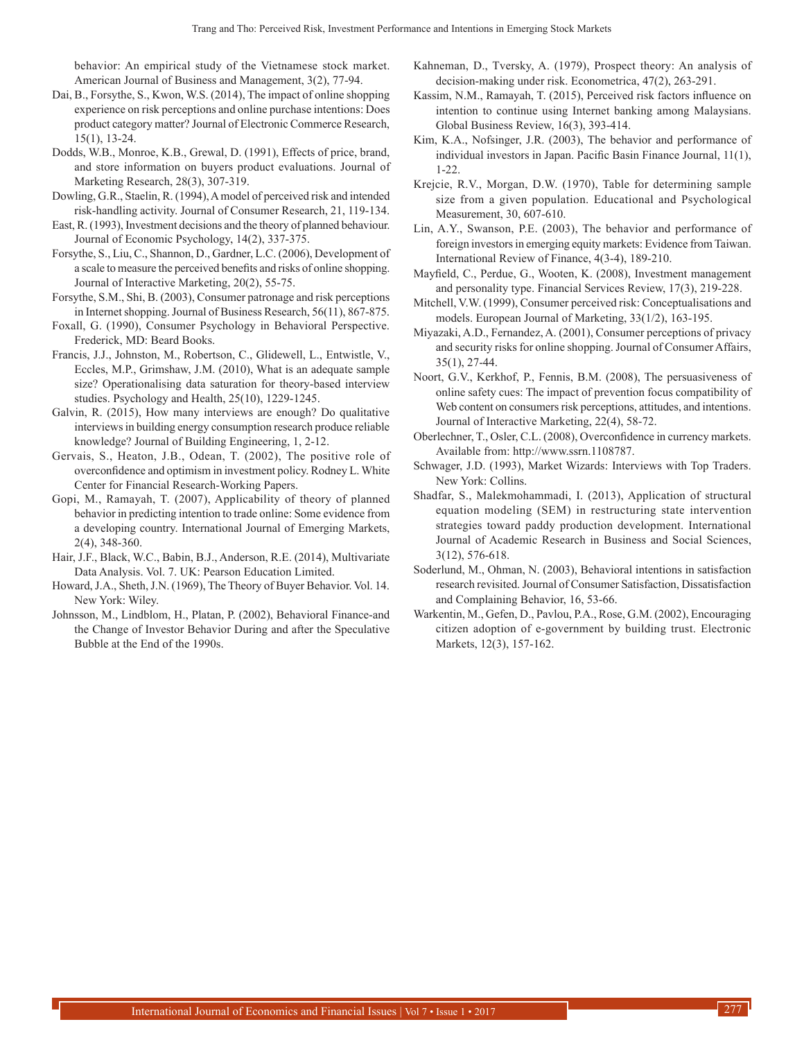behavior: An empirical study of the Vietnamese stock market. American Journal of Business and Management, 3(2), 77-94.

Dai, B., Forsythe, S., Kwon, W.S. (2014), The impact of online shopping experience on risk perceptions and online purchase intentions: Does product category matter? Journal of Electronic Commerce Research, 15(1), 13-24.

Dodds, W.B., Monroe, K.B., Grewal, D. (1991), Effects of price, brand, and store information on buyers product evaluations. Journal of Marketing Research, 28(3), 307-319.

Dowling, G.R., Staelin, R. (1994), A model of perceived risk and intended risk-handling activity. Journal of Consumer Research, 21, 119-134.

East, R. (1993), Investment decisions and the theory of planned behaviour. Journal of Economic Psychology, 14(2), 337-375.

Forsythe, S., Liu, C., Shannon, D., Gardner, L.C. (2006), Development of a scale to measure the perceived benefits and risks of online shopping. Journal of Interactive Marketing, 20(2), 55-75.

Forsythe, S.M., Shi, B. (2003), Consumer patronage and risk perceptions in Internet shopping. Journal of Business Research, 56(11), 867-875.

Foxall, G. (1990), Consumer Psychology in Behavioral Perspective. Frederick, MD: Beard Books.

Francis, J.J., Johnston, M., Robertson, C., Glidewell, L., Entwistle, V., Eccles, M.P., Grimshaw, J.M. (2010), What is an adequate sample size? Operationalising data saturation for theory-based interview studies. Psychology and Health, 25(10), 1229-1245.

Galvin, R. (2015), How many interviews are enough? Do qualitative interviews in building energy consumption research produce reliable knowledge? Journal of Building Engineering, 1, 2-12.

Gervais, S., Heaton, J.B., Odean, T. (2002), The positive role of overconfidence and optimism in investment policy. Rodney L. White Center for Financial Research-Working Papers.

Gopi, M., Ramayah, T. (2007), Applicability of theory of planned behavior in predicting intention to trade online: Some evidence from a developing country. International Journal of Emerging Markets, 2(4), 348-360.

Hair, J.F., Black, W.C., Babin, B.J., Anderson, R.E. (2014), Multivariate Data Analysis. Vol. 7. UK: Pearson Education Limited.

Howard, J.A., Sheth, J.N. (1969), The Theory of Buyer Behavior. Vol. 14. New York: Wiley.

Johnsson, M., Lindblom, H., Platan, P. (2002), Behavioral Finance-and the Change of Investor Behavior During and after the Speculative Bubble at the End of the 1990s.

Kahneman, D., Tversky, A. (1979), Prospect theory: An analysis of decision-making under risk. Econometrica, 47(2), 263-291.

Kassim, N.M., Ramayah, T. (2015), Perceived risk factors influence on intention to continue using Internet banking among Malaysians. Global Business Review, 16(3), 393-414.

Kim, K.A., Nofsinger, J.R. (2003), The behavior and performance of individual investors in Japan. Pacific Basin Finance Journal, 11(1), 1-22.

Krejcie, R.V., Morgan, D.W. (1970), Table for determining sample size from a given population. Educational and Psychological Measurement, 30, 607-610.

Lin, A.Y., Swanson, P.E. (2003), The behavior and performance of foreign investors in emerging equity markets: Evidence from Taiwan. International Review of Finance, 4(3-4), 189-210.

Mayfield, C., Perdue, G., Wooten, K. (2008), Investment management and personality type. Financial Services Review, 17(3), 219-228.

Mitchell, V.W. (1999), Consumer perceived risk: Conceptualisations and models. European Journal of Marketing, 33(1/2), 163-195.

Miyazaki, A.D., Fernandez, A. (2001), Consumer perceptions of privacy and security risks for online shopping. Journal of Consumer Affairs, 35(1), 27-44.

Noort, G.V., Kerkhof, P., Fennis, B.M. (2008), The persuasiveness of online safety cues: The impact of prevention focus compatibility of Web content on consumers risk perceptions, attitudes, and intentions. Journal of Interactive Marketing, 22(4), 58-72.

Oberlechner, T., Osler, C.L. (2008), Overconfidence in currency markets. Available from: http://www.ssrn.1108787.

Schwager, J.D. (1993), Market Wizards: Interviews with Top Traders. New York: Collins.

Shadfar, S., Malekmohammadi, I. (2013), Application of structural equation modeling (SEM) in restructuring state intervention strategies toward paddy production development. International Journal of Academic Research in Business and Social Sciences, 3(12), 576-618.

Soderlund, M., Ohman, N. (2003), Behavioral intentions in satisfaction research revisited. Journal of Consumer Satisfaction, Dissatisfaction and Complaining Behavior, 16, 53-66.

Warkentin, M., Gefen, D., Pavlou, P.A., Rose, G.M. (2002), Encouraging citizen adoption of e-government by building trust. Electronic Markets, 12(3), 157-162.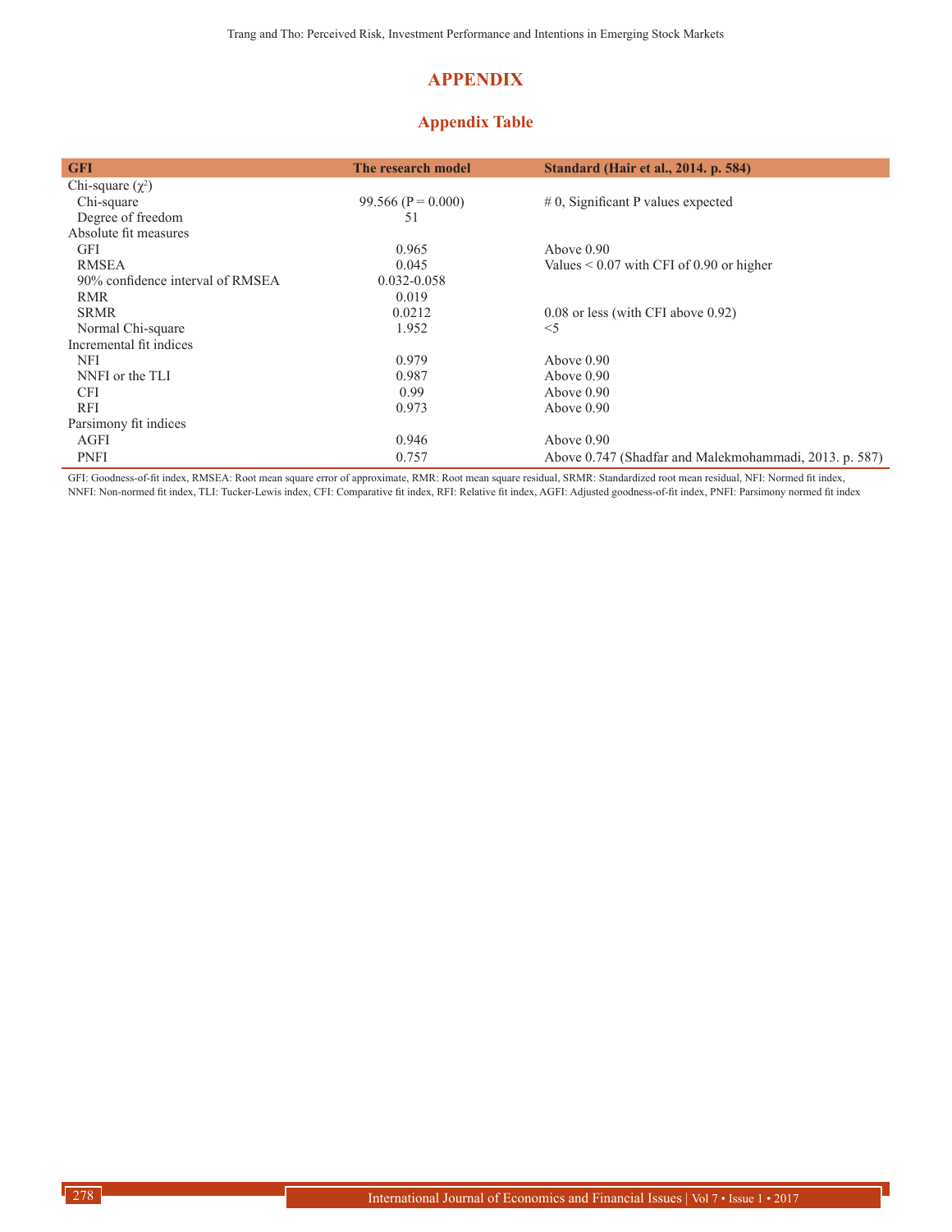# APPENDIX

## Appendix Table

| GFI | The research model | Standard (Hair et al., 2014. p. 584) |
|---|---|---|
| Chi-square ($\chi^2$) | | |
| Chi-square | 99.566 (P = 0.000) | # 0, Significant P values expected |
| Degree of freedom | 51 | |
| Absolute fit measures | | |
| GFI | 0.965 | Above 0.90 |
| RMSEA | 0.045 | Values < 0.07 with CFI of 0.90 or higher |
| 90% confidence interval of RMSEA | 0.032-0.058 | |
| RMR | 0.019 | |
| SRMR | 0.0212 | 0.08 or less (with CFI above 0.92) |
| Normal Chi-square | 1.952 | <5 |
| Incremental fit indices | | |
| NFI | 0.979 | Above 0.90 |
| NNFI or the TLI | 0.987 | Above 0.90 |
| CFI | 0.99 | Above 0.90 |
| RFI | 0.973 | Above 0.90 |
| Parsimony fit indices | | |
| AGFI | 0.946 | Above 0.90 |
| PNFI | 0.757 | Above 0.747 (Shadfar and Malekmohammadi, 2013. p. 587) |

GFI: Goodness-of-fit index, RMSEA: Root mean square error of approximate, RMR: Root mean square residual, SRMR: Standardized root mean residual, NFI: Normed fit index, NNFI: Non-normed fit index, TLI: Tucker-Lewis index, CFI: Comparative fit index, RFI: Relative fit index, AGFI: Adjusted goodness-of-fit index, PNFI: Parsimony normed fit index